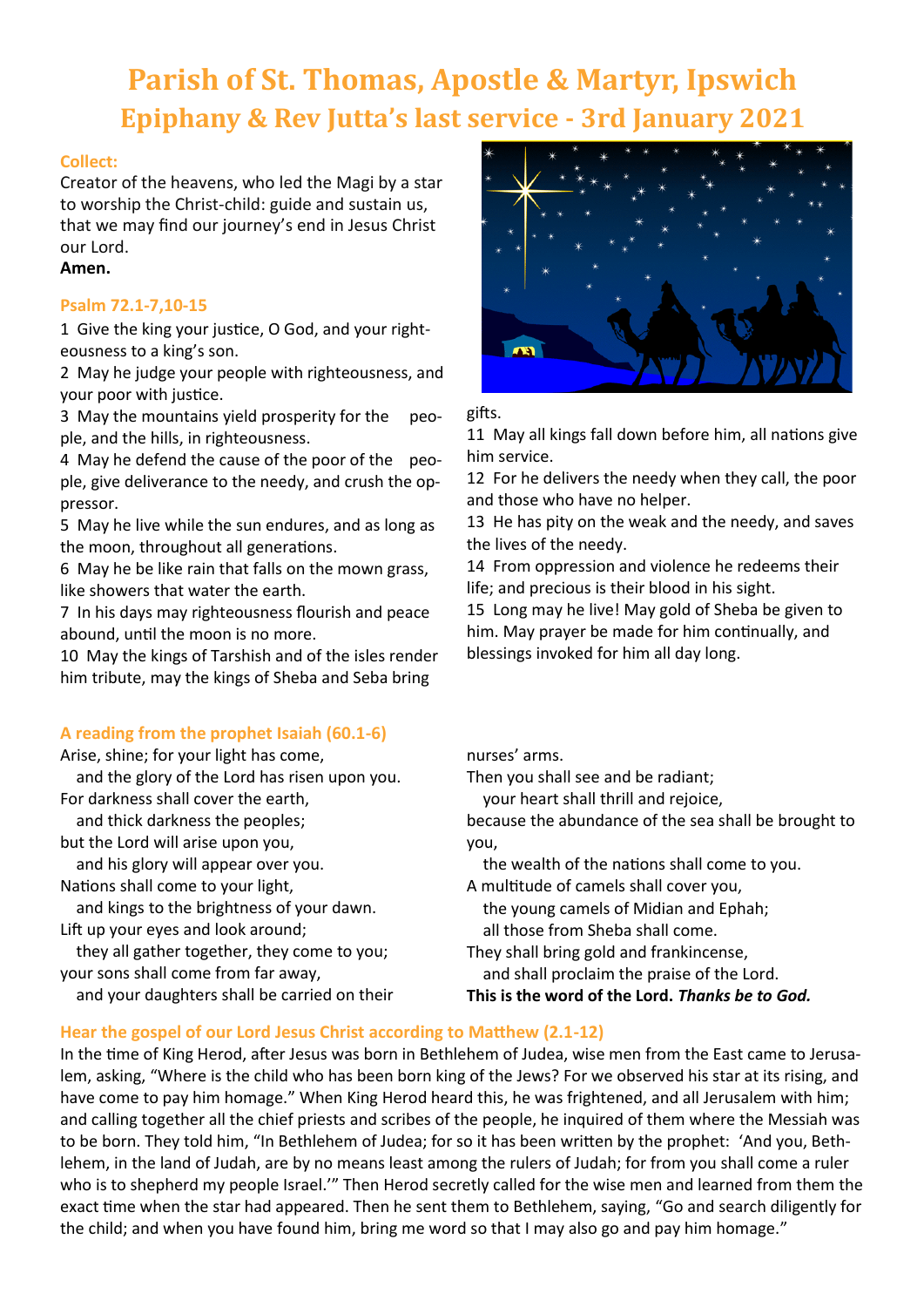# Parish of St. Thomas, Apostle & Martyr, Ipswich

## Epiphany & Rev Jutta's last service - 3rd January 2021

### Collect:

Creator of the heavens, who led the Magi by a star to worship the Christ-child: guide and sustain us, that we may find our journey's end in Jesus Christ our Lord.

**Amen.**

### Psalm 72.1-7,10-15

1 Give the king your justice, O God, and your righteousness to a king's son.

2 May he judge your people with righteousness, and your poor with justice.

3 May the mountains yield prosperity for the people, and the hills, in righteousness.

4 May he defend the cause of the poor of the people, give deliverance to the needy, and crush the oppressor.

5 May he live while the sun endures, and as long as the moon, throughout all generations.

6 May he be like rain that falls on the mown grass, like showers that water the earth.

7 In his days may righteousness flourish and peace abound, until the moon is no more.

10 May the kings of Tarshish and of the isles render him tribute, may the kings of Sheba and Seba bring gifts.

11 May all kings fall down before him, all nations give him service.

12 For he delivers the needy when they call, the poor and those who have no helper.

13 He has pity on the weak and the needy, and saves the lives of the needy.

14 From oppression and violence he redeems their life; and precious is their blood in his sight.

15 Long may he live! May gold of Sheba be given to him. May prayer be made for him continually, and blessings invoked for him all day long.

### A reading from the prophet Isaiah (60.1-6)

Arise, shine; for your light has come,
  and the glory of the Lord has risen upon you.
For darkness shall cover the earth,
  and thick darkness the peoples;
but the Lord will arise upon you,
  and his glory will appear over you.
Nations shall come to your light,
  and kings to the brightness of your dawn.
Lift up your eyes and look around;
  they all gather together, they come to you;
your sons shall come from far away,
  and your daughters shall be carried on their nurses' arms.
Then you shall see and be radiant;
  your heart shall thrill and rejoice,
because the abundance of the sea shall be brought to you,
  the wealth of the nations shall come to you.
A multitude of camels shall cover you,
  the young camels of Midian and Ephah;
  all those from Sheba shall come.
They shall bring gold and frankincense,
  and shall proclaim the praise of the Lord.

**This is the word of the Lord. *Thanks be to God.***

### Hear the gospel of our Lord Jesus Christ according to Matthew (2.1-12)

In the time of King Herod, after Jesus was born in Bethlehem of Judea, wise men from the East came to Jerusalem, asking, "Where is the child who has been born king of the Jews? For we observed his star at its rising, and have come to pay him homage." When King Herod heard this, he was frightened, and all Jerusalem with him; and calling together all the chief priests and scribes of the people, he inquired of them where the Messiah was to be born. They told him, "In Bethlehem of Judea; for so it has been written by the prophet: 'And you, Bethlehem, in the land of Judah, are by no means least among the rulers of Judah; for from you shall come a ruler who is to shepherd my people Israel.'" Then Herod secretly called for the wise men and learned from them the exact time when the star had appeared. Then he sent them to Bethlehem, saying, "Go and search diligently for the child; and when you have found him, bring me word so that I may also go and pay him homage."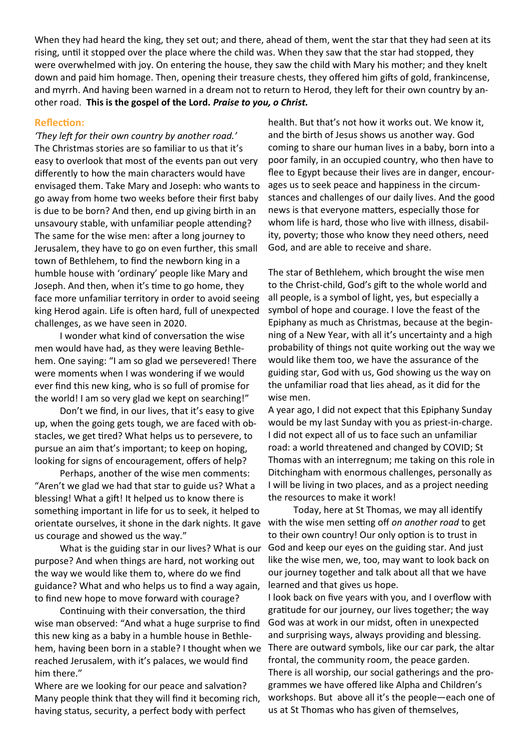When they had heard the king, they set out; and there, ahead of them, went the star that they had seen at its rising, until it stopped over the place where the child was. When they saw that the star had stopped, they were overwhelmed with joy. On entering the house, they saw the child with Mary his mother; and they knelt down and paid him homage. Then, opening their treasure chests, they offered him gifts of gold, frankincense, and myrrh. And having been warned in a dream not to return to Herod, they left for their own country by another road. **This is the gospel of the Lord.** ***Praise to you, o Christ.***

### Reflection:

*'They left for their own country by another road.'*

The Christmas stories are so familiar to us that it's easy to overlook that most of the events pan out very differently to how the main characters would have envisaged them. Take Mary and Joseph: who wants to go away from home two weeks before their first baby is due to be born? And then, end up giving birth in an unsavoury stable, with unfamiliar people attending? The same for the wise men: after a long journey to Jerusalem, they have to go on even further, this small town of Bethlehem, to find the newborn king in a humble house with 'ordinary' people like Mary and Joseph. And then, when it's time to go home, they face more unfamiliar territory in order to avoid seeing king Herod again. Life is often hard, full of unexpected challenges, as we have seen in 2020.

I wonder what kind of conversation the wise men would have had, as they were leaving Bethlehem. One saying: "I am so glad we persevered! There were moments when I was wondering if we would ever find this new king, who is so full of promise for the world! I am so very glad we kept on searching!"

Don't we find, in our lives, that it's easy to give up, when the going gets tough, we are faced with obstacles, we get tired? What helps us to persevere, to pursue an aim that's important; to keep on hoping, looking for signs of encouragement, offers of help?

Perhaps, another of the wise men comments: "Aren't we glad we had that star to guide us? What a blessing! What a gift! It helped us to know there is something important in life for us to seek, it helped to orientate ourselves, it shone in the dark nights. It gave us courage and showed us the way."

What is the guiding star in our lives? What is our purpose? And when things are hard, not working out the way we would like them to, where do we find guidance? What and who helps us to find a way again, to find new hope to move forward with courage?

Continuing with their conversation, the third wise man observed: "And what a huge surprise to find this new king as a baby in a humble house in Bethlehem, having been born in a stable? I thought when we reached Jerusalem, with it's palaces, we would find him there."

Where are we looking for our peace and salvation? Many people think that they will find it becoming rich, having status, security, a perfect body with perfect health. But that's not how it works out. We know it, and the birth of Jesus shows us another way. God coming to share our human lives in a baby, born into a poor family, in an occupied country, who then have to flee to Egypt because their lives are in danger, encourages us to seek peace and happiness in the circumstances and challenges of our daily lives. And the good news is that everyone matters, especially those for whom life is hard, those who live with illness, disability, poverty; those who know they need others, need God, and are able to receive and share.

The star of Bethlehem, which brought the wise men to the Christ-child, God's gift to the whole world and all people, is a symbol of light, yes, but especially a symbol of hope and courage. I love the feast of the Epiphany as much as Christmas, because at the beginning of a New Year, with all it's uncertainty and a high probability of things not quite working out the way we would like them too, we have the assurance of the guiding star, God with us, God showing us the way on the unfamiliar road that lies ahead, as it did for the wise men.

A year ago, I did not expect that this Epiphany Sunday would be my last Sunday with you as priest-in-charge. I did not expect all of us to face such an unfamiliar road: a world threatened and changed by COVID; St Thomas with an interregnum; me taking on this role in Ditchingham with enormous challenges, personally as I will be living in two places, and as a project needing the resources to make it work!

Today, here at St Thomas, we may all identify with the wise men setting off *on another road* to get to their own country! Our only option is to trust in God and keep our eyes on the guiding star. And just like the wise men, we, too, may want to look back on our journey together and talk about all that we have learned and that gives us hope.

I look back on five years with you, and I overflow with gratitude for our journey, our lives together; the way God was at work in our midst, often in unexpected and surprising ways, always providing and blessing. There are outward symbols, like our car park, the altar frontal, the community room, the peace garden. There is all worship, our social gatherings and the programmes we have offered like Alpha and Children's workshops. But above all it's the people—each one of us at St Thomas who has given of themselves,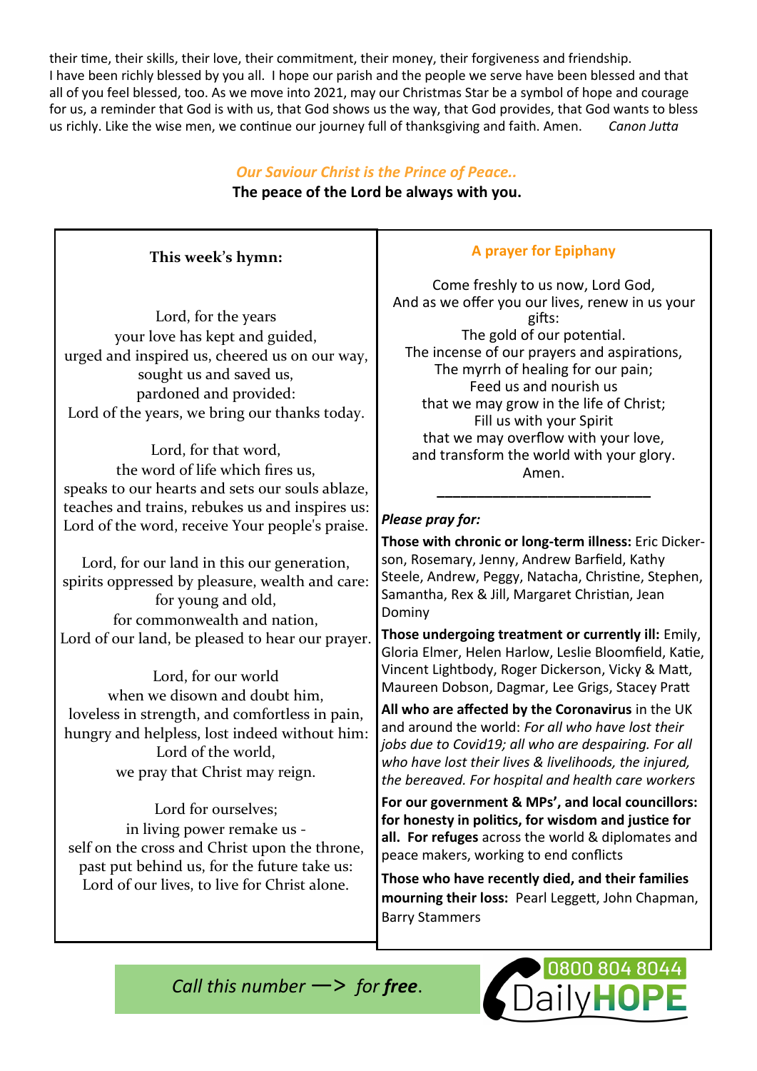their time, their skills, their love, their commitment, their money, their forgiveness and friendship. I have been richly blessed by you all. I hope our parish and the people we serve have been blessed and that all of you feel blessed, too. As we move into 2021, may our Christmas Star be a symbol of hope and courage for us, a reminder that God is with us, that God shows us the way, that God provides, that God wants to bless us richly. Like the wise men, we continue our journey full of thanksgiving and faith. Amen. *Canon Jutta*

*Our Saviour Christ is the Prince of Peace..*

**The peace of the Lord be always with you.**

### This week's hymn:

Lord, for the years
your love has kept and guided,
urged and inspired us, cheered us on our way,
sought us and saved us,
pardoned and provided:
Lord of the years, we bring our thanks today.

Lord, for that word,
the word of life which fires us,
speaks to our hearts and sets our souls ablaze,
teaches and trains, rebukes us and inspires us:
Lord of the word, receive Your people's praise.

Lord, for our land in this our generation,
spirits oppressed by pleasure, wealth and care:
for young and old,
for commonwealth and nation,
Lord of our land, be pleased to hear our prayer.

Lord, for our world
when we disown and doubt him,
loveless in strength, and comfortless in pain,
hungry and helpless, lost indeed without him:
Lord of the world,
we pray that Christ may reign.

Lord for ourselves;
in living power remake us -
self on the cross and Christ upon the throne,
past put behind us, for the future take us:
Lord of our lives, to live for Christ alone.

### A prayer for Epiphany

Come freshly to us now, Lord God,
And as we offer you our lives, renew in us your gifts:
The gold of our potential.
The incense of our prayers and aspirations,
The myrrh of healing for our pain;
Feed us and nourish us
that we may grow in the life of Christ;
Fill us with your Spirit
that we may overflow with your love,
and transform the world with your glory.
Amen.

---

***Please pray for:***

**Those with chronic or long-term illness:** Eric Dickerson, Rosemary, Jenny, Andrew Barfield, Kathy Steele, Andrew, Peggy, Natacha, Christine, Stephen, Samantha, Rex & Jill, Margaret Christian, Jean Dominy

**Those undergoing treatment or currently ill:** Emily, Gloria Elmer, Helen Harlow, Leslie Bloomfield, Katie, Vincent Lightbody, Roger Dickerson, Vicky & Matt, Maureen Dobson, Dagmar, Lee Grigs, Stacey Pratt

**All who are affected by the Coronavirus** in the UK and around the world: *For all who have lost their jobs due to Covid19; all who are despairing. For all who have lost their lives & livelihoods, the injured, the bereaved. For hospital and health care workers*

**For our government & MPs', and local councillors: for honesty in politics, for wisdom and justice for all. For refuges** across the world & diplomates and peace makers, working to end conflicts

**Those who have recently died, and their families mourning their loss:** Pearl Leggett, John Chapman, Barry Stammers

*Call this number —> for **free**.* 0800 804 8044 DailyHOPE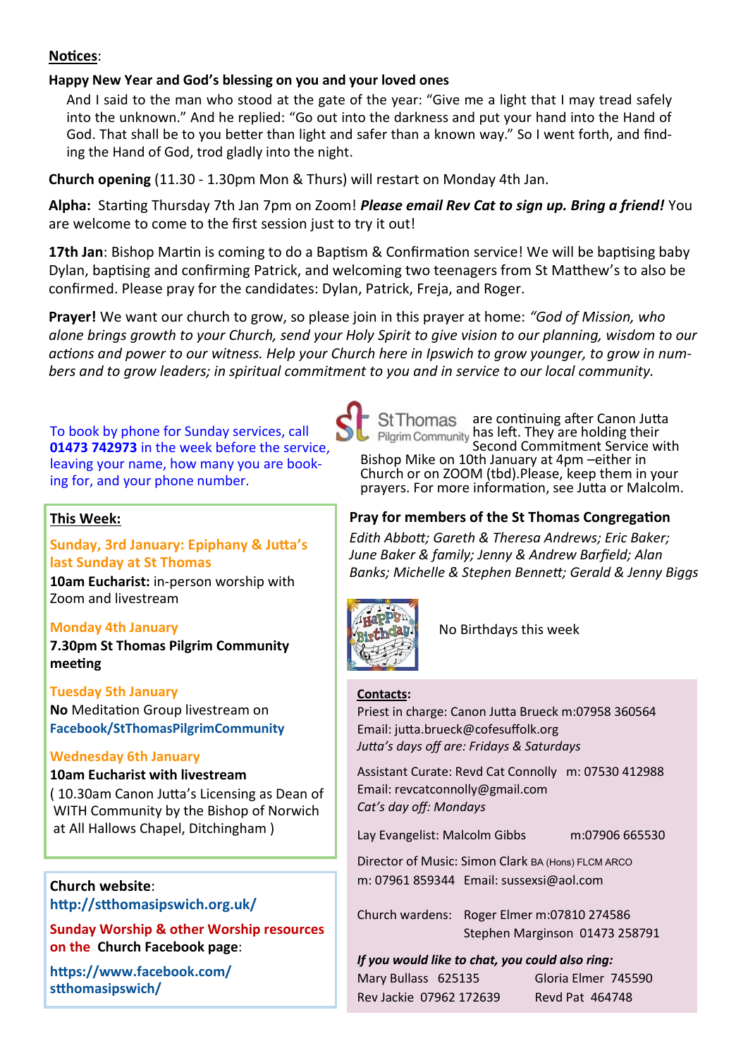**Notices**:

**Happy New Year and God's blessing on you and your loved ones**

And I said to the man who stood at the gate of the year: "Give me a light that I may tread safely into the unknown." And he replied: "Go out into the darkness and put your hand into the Hand of God. That shall be to you better than light and safer than a known way." So I went forth, and finding the Hand of God, trod gladly into the night.

**Church opening** (11.30 - 1.30pm Mon & Thurs) will restart on Monday 4th Jan.

**Alpha:** Starting Thursday 7th Jan 7pm on Zoom! ***Please email Rev Cat to sign up. Bring a friend!*** You are welcome to come to the first session just to try it out!

**17th Jan**: Bishop Martin is coming to do a Baptism & Confirmation service! We will be baptising baby Dylan, baptising and confirming Patrick, and welcoming two teenagers from St Matthew's to also be confirmed. Please pray for the candidates: Dylan, Patrick, Freja, and Roger.

**Prayer!** We want our church to grow, so please join in this prayer at home: *"God of Mission, who alone brings growth to your Church, send your Holy Spirit to give vision to our planning, wisdom to our actions and power to our witness. Help your Church here in Ipswich to grow younger, to grow in numbers and to grow leaders; in spiritual commitment to you and in service to our local community.*

To book by phone for Sunday services, call **01473 742973** in the week before the service, leaving your name, how many you are booking for, and your phone number.

St Thomas Pilgrim Community are continuing after Canon Jutta has left. They are holding their Second Commitment Service with Bishop Mike on 10th January at 4pm –either in Church or on ZOOM (tbd).Please, keep them in your prayers. For more information, see Jutta or Malcolm.

**This Week:**

**Sunday, 3rd January: Epiphany & Jutta's last Sunday at St Thomas**

**10am Eucharist:** in-person worship with Zoom and livestream

**Monday 4th January**

**7.30pm St Thomas Pilgrim Community meeting**

**Tuesday 5th January**

**No** Meditation Group livestream on **Facebook/StThomasPilgrimCommunity**

**Wednesday 6th January**

**10am Eucharist with livestream**

( 10.30am Canon Jutta's Licensing as Dean of WITH Community by the Bishop of Norwich at All Hallows Chapel, Ditchingham )

**Church website**:

**http://stthomasipswich.org.uk/**

**Sunday Worship & other Worship resources on the Church Facebook page**:

**https://www.facebook.com/stthomasipswich/**

**Pray for members of the St Thomas Congregation**

*Edith Abbott; Gareth & Theresa Andrews; Eric Baker; June Baker & family; Jenny & Andrew Barfield; Alan Banks; Michelle & Stephen Bennett; Gerald & Jenny Biggs*

No Birthdays this week

**Contacts:**

Priest in charge: Canon Jutta Brueck m:07958 360564
Email: jutta.brueck@cofesuffolk.org
*Jutta's days off are: Fridays & Saturdays*

Assistant Curate: Revd Cat Connolly m: 07530 412988
Email: revcatconnolly@gmail.com
*Cat's day off: Mondays*

Lay Evangelist: Malcolm Gibbs m:07906 665530

Director of Music: Simon Clark BA (Hons) FLCM ARCO
m: 07961 859344 Email: sussexsi@aol.com

Church wardens: Roger Elmer m:07810 274586
Stephen Marginson 01473 258791

***If you would like to chat, you could also ring:***

| | |
|---|---|
| Mary Bullass 625135 | Gloria Elmer 745590 |
| Rev Jackie 07962 172639 | Revd Pat 464748 |